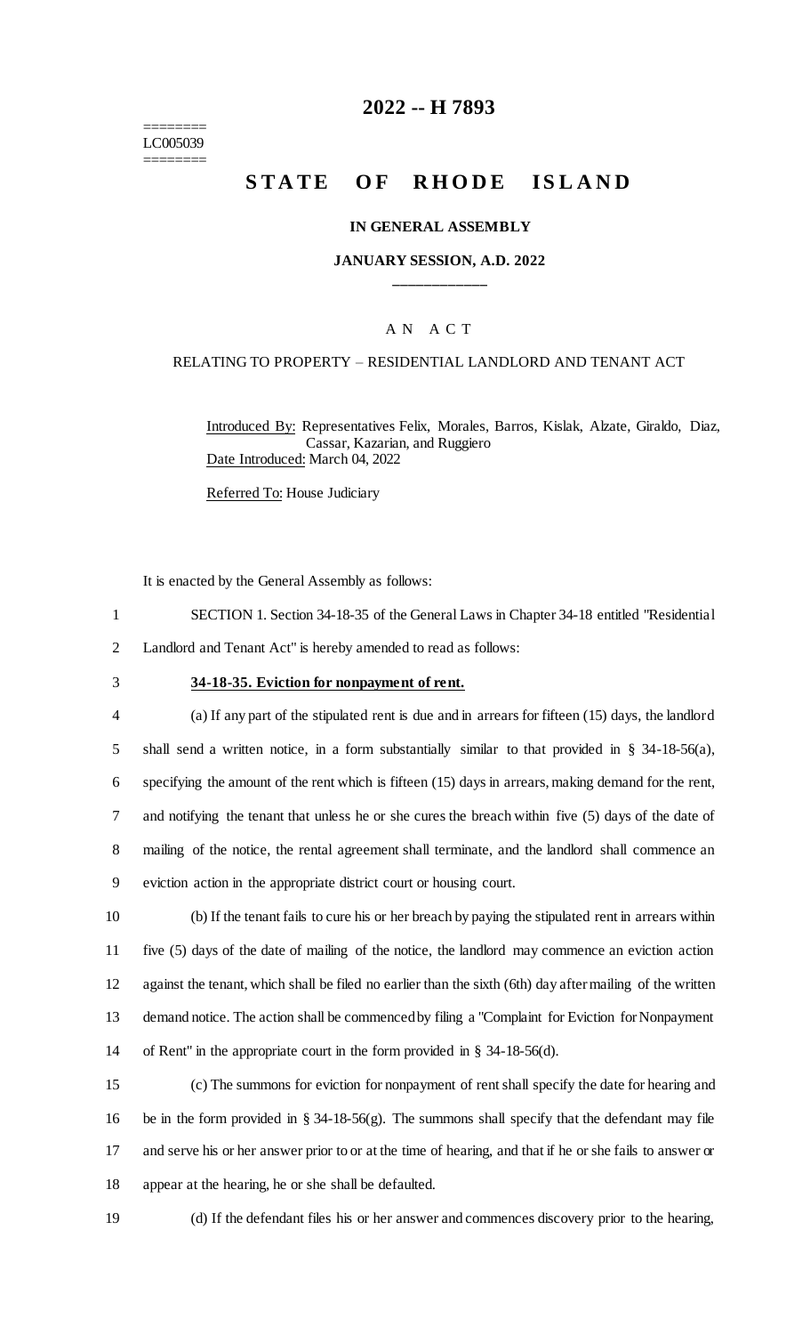========
LC005039
========

# 2022 -- H 7893

# STATE OF RHODE ISLAND

### IN GENERAL ASSEMBLY

### JANUARY SESSION, A.D. 2022

---

AN ACT

RELATING TO PROPERTY – RESIDENTIAL LANDLORD AND TENANT ACT

Introduced By: Representatives Felix, Morales, Barros, Kislak, Alzate, Giraldo, Diaz, Cassar, Kazarian, and Ruggiero
Date Introduced: March 04, 2022

Referred To: House Judiciary

It is enacted by the General Assembly as follows:

1 SECTION 1. Section 34-18-35 of the General Laws in Chapter 34-18 entitled "Residential
2 Landlord and Tenant Act" is hereby amended to read as follows:

3 **34-18-35. Eviction for nonpayment of rent.**

4 (a) If any part of the stipulated rent is due and in arrears for fifteen (15) days, the landlord
5 shall send a written notice, in a form substantially similar to that provided in § 34-18-56(a),
6 specifying the amount of the rent which is fifteen (15) days in arrears, making demand for the rent,
7 and notifying the tenant that unless he or she cures the breach within five (5) days of the date of
8 mailing of the notice, the rental agreement shall terminate, and the landlord shall commence an
9 eviction action in the appropriate district court or housing court.

10 (b) If the tenant fails to cure his or her breach by paying the stipulated rent in arrears within
11 five (5) days of the date of mailing of the notice, the landlord may commence an eviction action
12 against the tenant, which shall be filed no earlier than the sixth (6th) day after mailing of the written
13 demand notice. The action shall be commenced by filing a "Complaint for Eviction for Nonpayment
14 of Rent" in the appropriate court in the form provided in § 34-18-56(d).

15 (c) The summons for eviction for nonpayment of rent shall specify the date for hearing and
16 be in the form provided in § 34-18-56(g). The summons shall specify that the defendant may file
17 and serve his or her answer prior to or at the time of hearing, and that if he or she fails to answer or
18 appear at the hearing, he or she shall be defaulted.

19 (d) If the defendant files his or her answer and commences discovery prior to the hearing,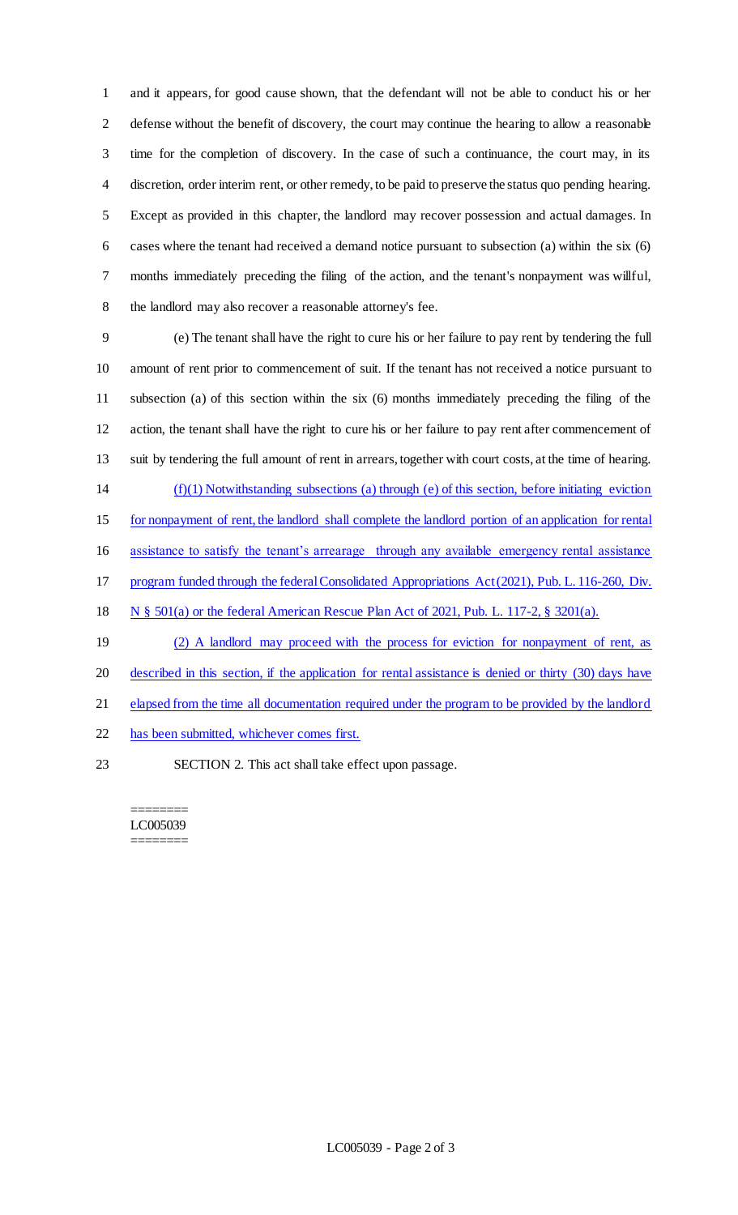and it appears, for good cause shown, that the defendant will not be able to conduct his or her defense without the benefit of discovery, the court may continue the hearing to allow a reasonable time for the completion of discovery. In the case of such a continuance, the court may, in its discretion, order interim rent, or other remedy, to be paid to preserve the status quo pending hearing. Except as provided in this chapter, the landlord may recover possession and actual damages. In cases where the tenant had received a demand notice pursuant to subsection (a) within the six (6) months immediately preceding the filing of the action, and the tenant's nonpayment was willful, the landlord may also recover a reasonable attorney's fee.

(e) The tenant shall have the right to cure his or her failure to pay rent by tendering the full amount of rent prior to commencement of suit. If the tenant has not received a notice pursuant to subsection (a) of this section within the six (6) months immediately preceding the filing of the action, the tenant shall have the right to cure his or her failure to pay rent after commencement of suit by tendering the full amount of rent in arrears, together with court costs, at the time of hearing.

(f)(1) Notwithstanding subsections (a) through (e) of this section, before initiating eviction for nonpayment of rent, the landlord shall complete the landlord portion of an application for rental assistance to satisfy the tenant's arrearage through any available emergency rental assistance program funded through the federal Consolidated Appropriations Act (2021), Pub. L. 116-260, Div. N § 501(a) or the federal American Rescue Plan Act of 2021, Pub. L. 117-2, § 3201(a).

(2) A landlord may proceed with the process for eviction for nonpayment of rent, as described in this section, if the application for rental assistance is denied or thirty (30) days have elapsed from the time all documentation required under the program to be provided by the landlord has been submitted, whichever comes first.

SECTION 2. This act shall take effect upon passage.

========
LC005039
========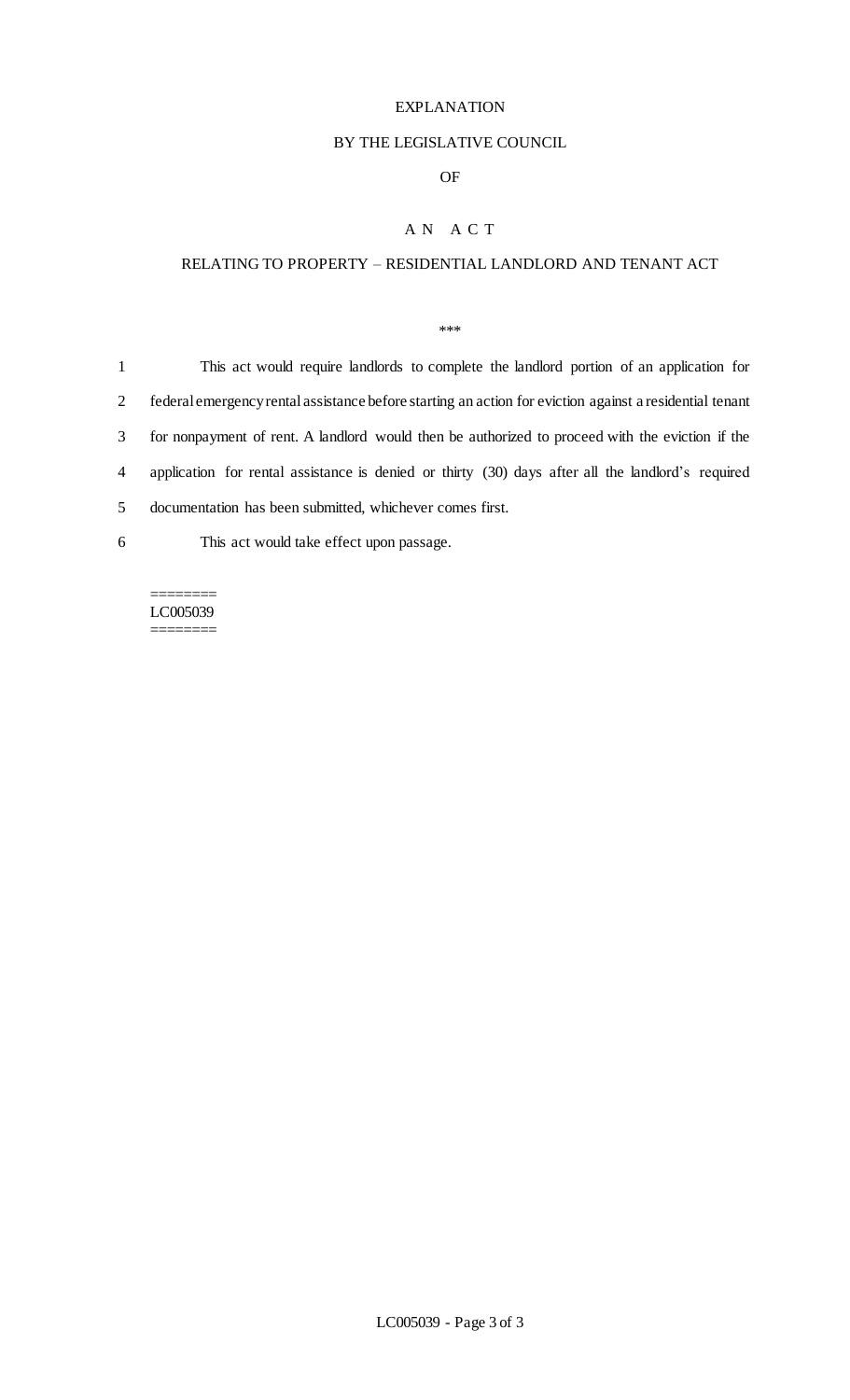EXPLANATION

BY THE LEGISLATIVE COUNCIL

OF

A N A C T

RELATING TO PROPERTY – RESIDENTIAL LANDLORD AND TENANT ACT

\*\*\*

1 This act would require landlords to complete the landlord portion of an application for
2 federal emergency rental assistance before starting an action for eviction against a residential tenant
3 for nonpayment of rent. A landlord would then be authorized to proceed with the eviction if the
4 application for rental assistance is denied or thirty (30) days after all the landlord's required
5 documentation has been submitted, whichever comes first.
6 This act would take effect upon passage.

========
LC005039
========